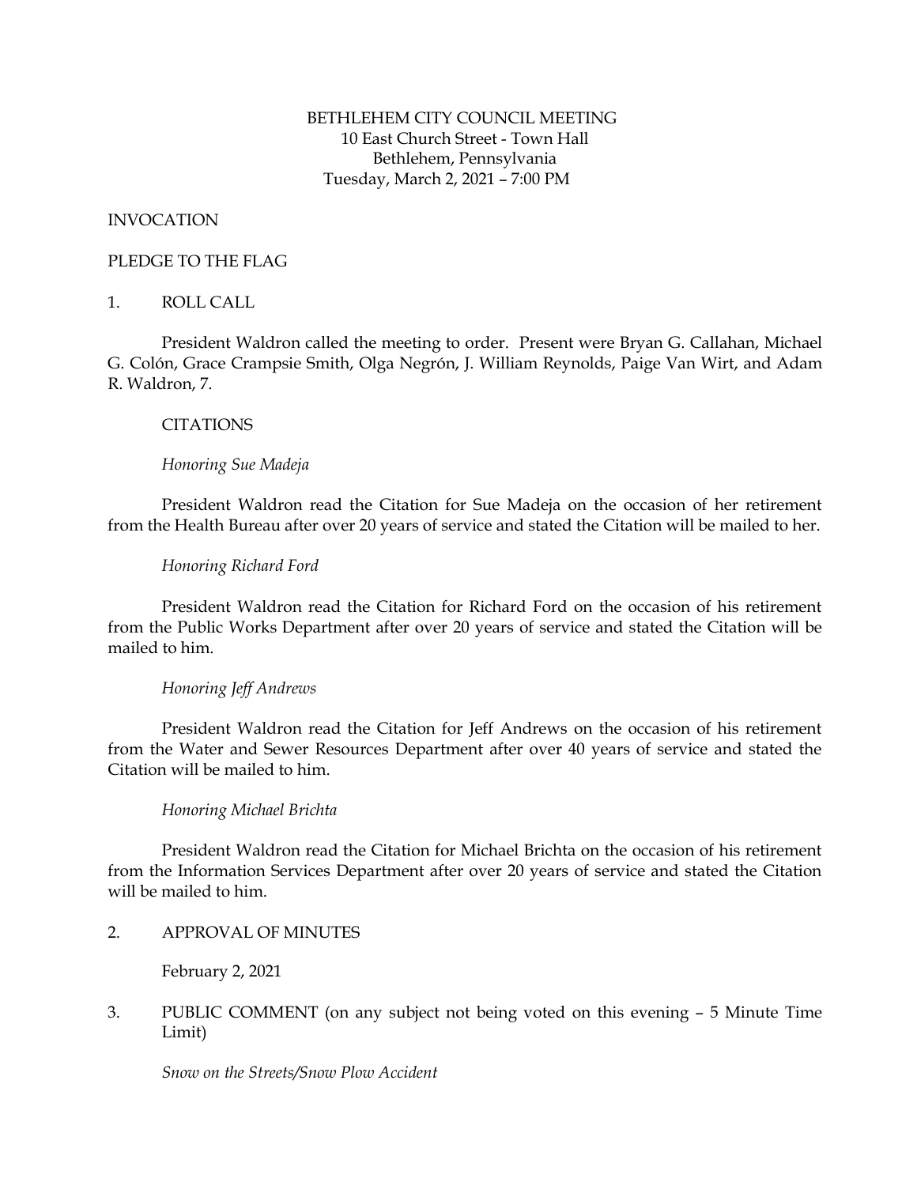# BETHLEHEM CITY COUNCIL MEETING

10 East Church Street - Town Hall
Bethlehem, Pennsylvania
Tuesday, March 2, 2021 – 7:00 PM

INVOCATION

PLEDGE TO THE FLAG

1. ROLL CALL

President Waldron called the meeting to order. Present were Bryan G. Callahan, Michael G. Colón, Grace Crampsie Smith, Olga Negrón, J. William Reynolds, Paige Van Wirt, and Adam R. Waldron, 7.

CITATIONS

*Honoring Sue Madeja*

President Waldron read the Citation for Sue Madeja on the occasion of her retirement from the Health Bureau after over 20 years of service and stated the Citation will be mailed to her.

*Honoring Richard Ford*

President Waldron read the Citation for Richard Ford on the occasion of his retirement from the Public Works Department after over 20 years of service and stated the Citation will be mailed to him.

*Honoring Jeff Andrews*

President Waldron read the Citation for Jeff Andrews on the occasion of his retirement from the Water and Sewer Resources Department after over 40 years of service and stated the Citation will be mailed to him.

*Honoring Michael Brichta*

President Waldron read the Citation for Michael Brichta on the occasion of his retirement from the Information Services Department after over 20 years of service and stated the Citation will be mailed to him.

2. APPROVAL OF MINUTES

February 2, 2021

3. PUBLIC COMMENT (on any subject not being voted on this evening – 5 Minute Time Limit)

*Snow on the Streets/Snow Plow Accident*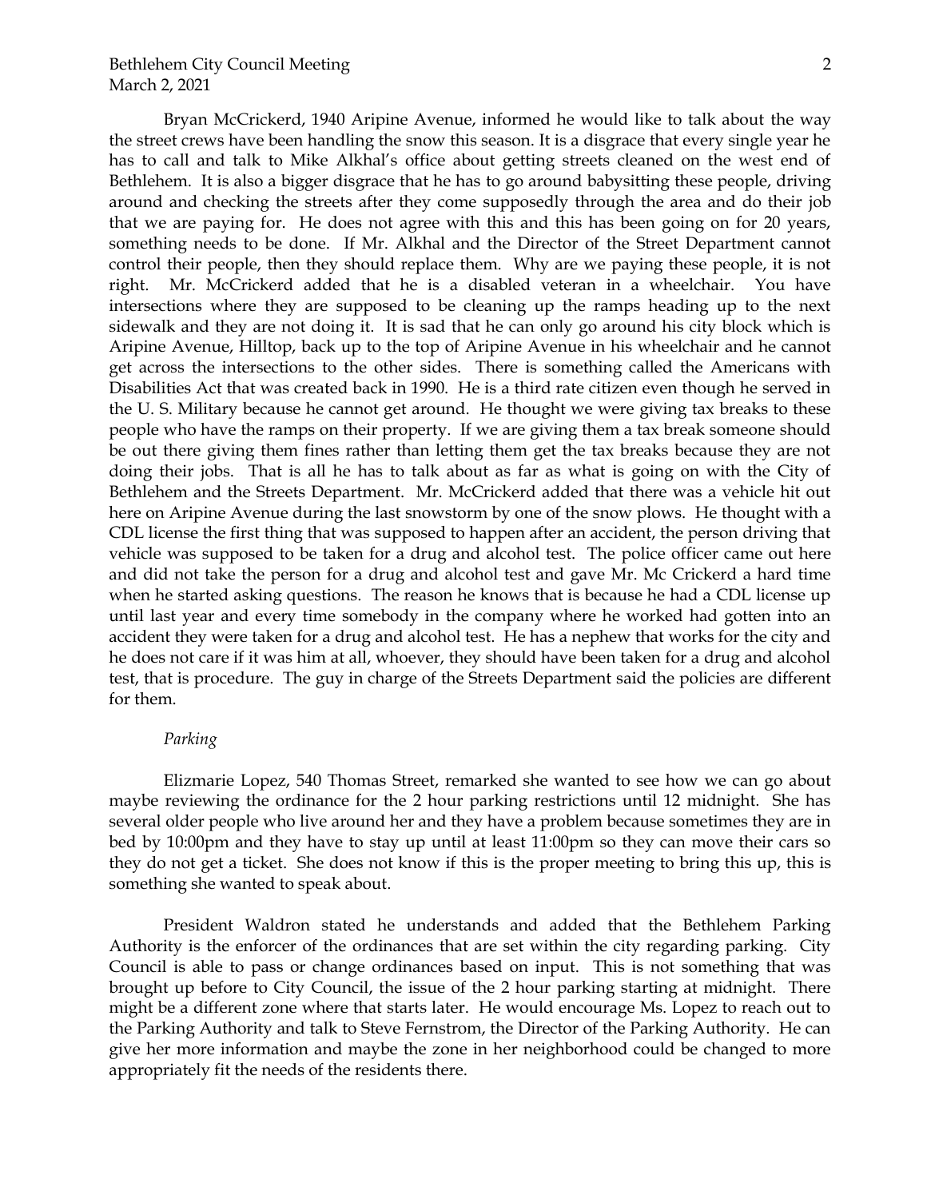Bryan McCrickerd, 1940 Aripine Avenue, informed he would like to talk about the way the street crews have been handling the snow this season. It is a disgrace that every single year he has to call and talk to Mike Alkhal's office about getting streets cleaned on the west end of Bethlehem. It is also a bigger disgrace that he has to go around babysitting these people, driving around and checking the streets after they come supposedly through the area and do their job that we are paying for. He does not agree with this and this has been going on for 20 years, something needs to be done. If Mr. Alkhal and the Director of the Street Department cannot control their people, then they should replace them. Why are we paying these people, it is not right. Mr. McCrickerd added that he is a disabled veteran in a wheelchair. You have intersections where they are supposed to be cleaning up the ramps heading up to the next sidewalk and they are not doing it. It is sad that he can only go around his city block which is Aripine Avenue, Hilltop, back up to the top of Aripine Avenue in his wheelchair and he cannot get across the intersections to the other sides. There is something called the Americans with Disabilities Act that was created back in 1990. He is a third rate citizen even though he served in the U. S. Military because he cannot get around. He thought we were giving tax breaks to these people who have the ramps on their property. If we are giving them a tax break someone should be out there giving them fines rather than letting them get the tax breaks because they are not doing their jobs. That is all he has to talk about as far as what is going on with the City of Bethlehem and the Streets Department. Mr. McCrickerd added that there was a vehicle hit out here on Aripine Avenue during the last snowstorm by one of the snow plows. He thought with a CDL license the first thing that was supposed to happen after an accident, the person driving that vehicle was supposed to be taken for a drug and alcohol test. The police officer came out here and did not take the person for a drug and alcohol test and gave Mr. Mc Crickerd a hard time when he started asking questions. The reason he knows that is because he had a CDL license up until last year and every time somebody in the company where he worked had gotten into an accident they were taken for a drug and alcohol test. He has a nephew that works for the city and he does not care if it was him at all, whoever, they should have been taken for a drug and alcohol test, that is procedure. The guy in charge of the Streets Department said the policies are different for them.

*Parking*

Elizmarie Lopez, 540 Thomas Street, remarked she wanted to see how we can go about maybe reviewing the ordinance for the 2 hour parking restrictions until 12 midnight. She has several older people who live around her and they have a problem because sometimes they are in bed by 10:00pm and they have to stay up until at least 11:00pm so they can move their cars so they do not get a ticket. She does not know if this is the proper meeting to bring this up, this is something she wanted to speak about.

President Waldron stated he understands and added that the Bethlehem Parking Authority is the enforcer of the ordinances that are set within the city regarding parking. City Council is able to pass or change ordinances based on input. This is not something that was brought up before to City Council, the issue of the 2 hour parking starting at midnight. There might be a different zone where that starts later. He would encourage Ms. Lopez to reach out to the Parking Authority and talk to Steve Fernstrom, the Director of the Parking Authority. He can give her more information and maybe the zone in her neighborhood could be changed to more appropriately fit the needs of the residents there.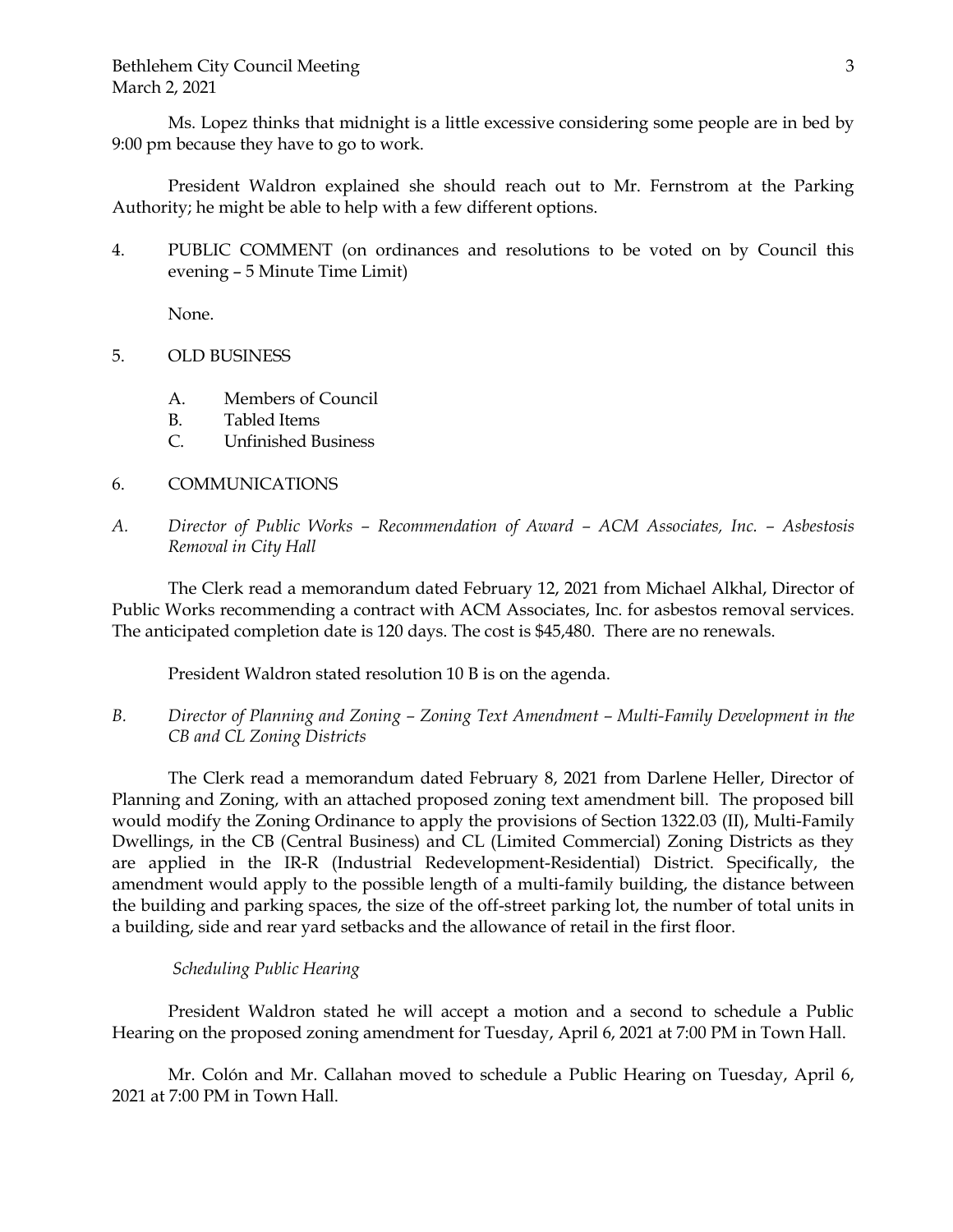Ms. Lopez thinks that midnight is a little excessive considering some people are in bed by 9:00 pm because they have to go to work.

President Waldron explained she should reach out to Mr. Fernstrom at the Parking Authority; he might be able to help with a few different options.

4. PUBLIC COMMENT (on ordinances and resolutions to be voted on by Council this evening – 5 Minute Time Limit)

None.

5. OLD BUSINESS

   A. Members of Council
   B. Tabled Items
   C. Unfinished Business

6. COMMUNICATIONS

*A. Director of Public Works – Recommendation of Award – ACM Associates, Inc. – Asbestosis Removal in City Hall*

The Clerk read a memorandum dated February 12, 2021 from Michael Alkhal, Director of Public Works recommending a contract with ACM Associates, Inc. for asbestos removal services. The anticipated completion date is 120 days. The cost is $45,480. There are no renewals.

President Waldron stated resolution 10 B is on the agenda.

*B. Director of Planning and Zoning – Zoning Text Amendment – Multi-Family Development in the CB and CL Zoning Districts*

The Clerk read a memorandum dated February 8, 2021 from Darlene Heller, Director of Planning and Zoning, with an attached proposed zoning text amendment bill. The proposed bill would modify the Zoning Ordinance to apply the provisions of Section 1322.03 (II), Multi-Family Dwellings, in the CB (Central Business) and CL (Limited Commercial) Zoning Districts as they are applied in the IR-R (Industrial Redevelopment-Residential) District. Specifically, the amendment would apply to the possible length of a multi-family building, the distance between the building and parking spaces, the size of the off-street parking lot, the number of total units in a building, side and rear yard setbacks and the allowance of retail in the first floor.

*Scheduling Public Hearing*

President Waldron stated he will accept a motion and a second to schedule a Public Hearing on the proposed zoning amendment for Tuesday, April 6, 2021 at 7:00 PM in Town Hall.

Mr. Colón and Mr. Callahan moved to schedule a Public Hearing on Tuesday, April 6, 2021 at 7:00 PM in Town Hall.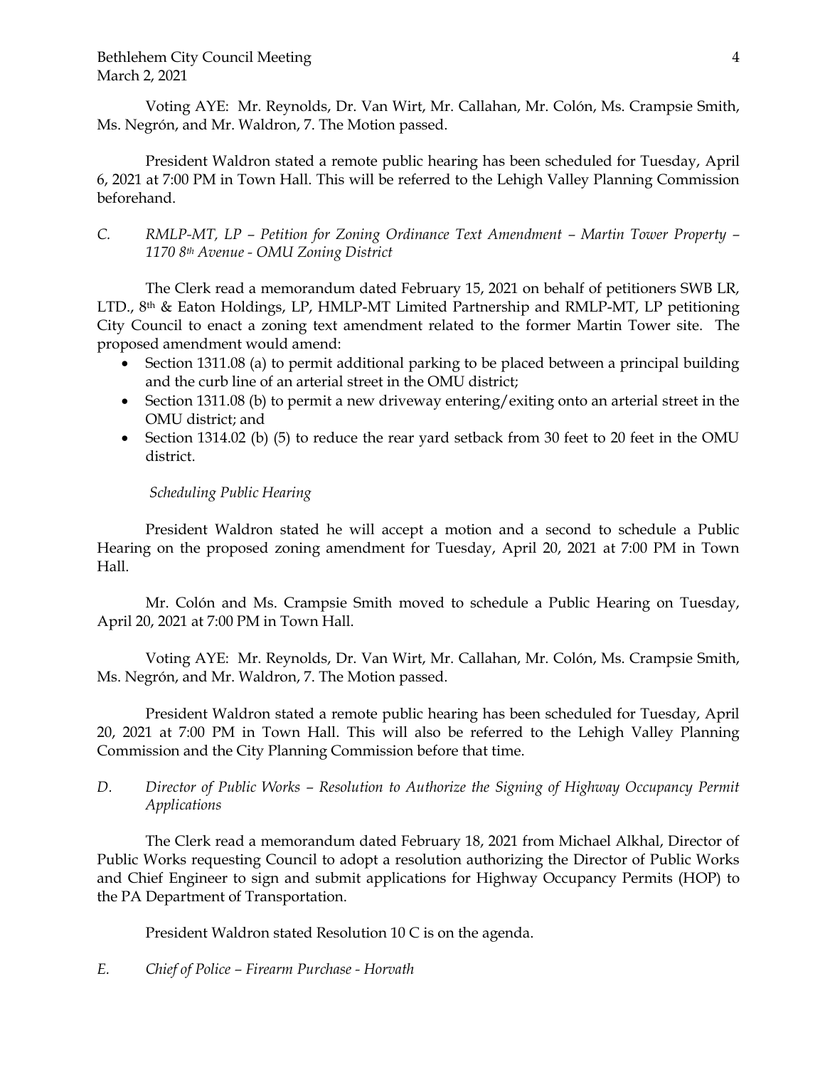Voting AYE: Mr. Reynolds, Dr. Van Wirt, Mr. Callahan, Mr. Colón, Ms. Crampsie Smith, Ms. Negrón, and Mr. Waldron, 7. The Motion passed.

President Waldron stated a remote public hearing has been scheduled for Tuesday, April 6, 2021 at 7:00 PM in Town Hall. This will be referred to the Lehigh Valley Planning Commission beforehand.

*C. RMLP-MT, LP – Petition for Zoning Ordinance Text Amendment – Martin Tower Property – 1170 8th Avenue - OMU Zoning District*

The Clerk read a memorandum dated February 15, 2021 on behalf of petitioners SWB LR, LTD., 8th & Eaton Holdings, LP, HMLP-MT Limited Partnership and RMLP-MT, LP petitioning City Council to enact a zoning text amendment related to the former Martin Tower site. The proposed amendment would amend:

- Section 1311.08 (a) to permit additional parking to be placed between a principal building and the curb line of an arterial street in the OMU district;
- Section 1311.08 (b) to permit a new driveway entering/exiting onto an arterial street in the OMU district; and
- Section 1314.02 (b) (5) to reduce the rear yard setback from 30 feet to 20 feet in the OMU district.

*Scheduling Public Hearing*

President Waldron stated he will accept a motion and a second to schedule a Public Hearing on the proposed zoning amendment for Tuesday, April 20, 2021 at 7:00 PM in Town Hall.

Mr. Colón and Ms. Crampsie Smith moved to schedule a Public Hearing on Tuesday, April 20, 2021 at 7:00 PM in Town Hall.

Voting AYE: Mr. Reynolds, Dr. Van Wirt, Mr. Callahan, Mr. Colón, Ms. Crampsie Smith, Ms. Negrón, and Mr. Waldron, 7. The Motion passed.

President Waldron stated a remote public hearing has been scheduled for Tuesday, April 20, 2021 at 7:00 PM in Town Hall. This will also be referred to the Lehigh Valley Planning Commission and the City Planning Commission before that time.

*D. Director of Public Works – Resolution to Authorize the Signing of Highway Occupancy Permit Applications*

The Clerk read a memorandum dated February 18, 2021 from Michael Alkhal, Director of Public Works requesting Council to adopt a resolution authorizing the Director of Public Works and Chief Engineer to sign and submit applications for Highway Occupancy Permits (HOP) to the PA Department of Transportation.

President Waldron stated Resolution 10 C is on the agenda.

*E. Chief of Police – Firearm Purchase - Horvath*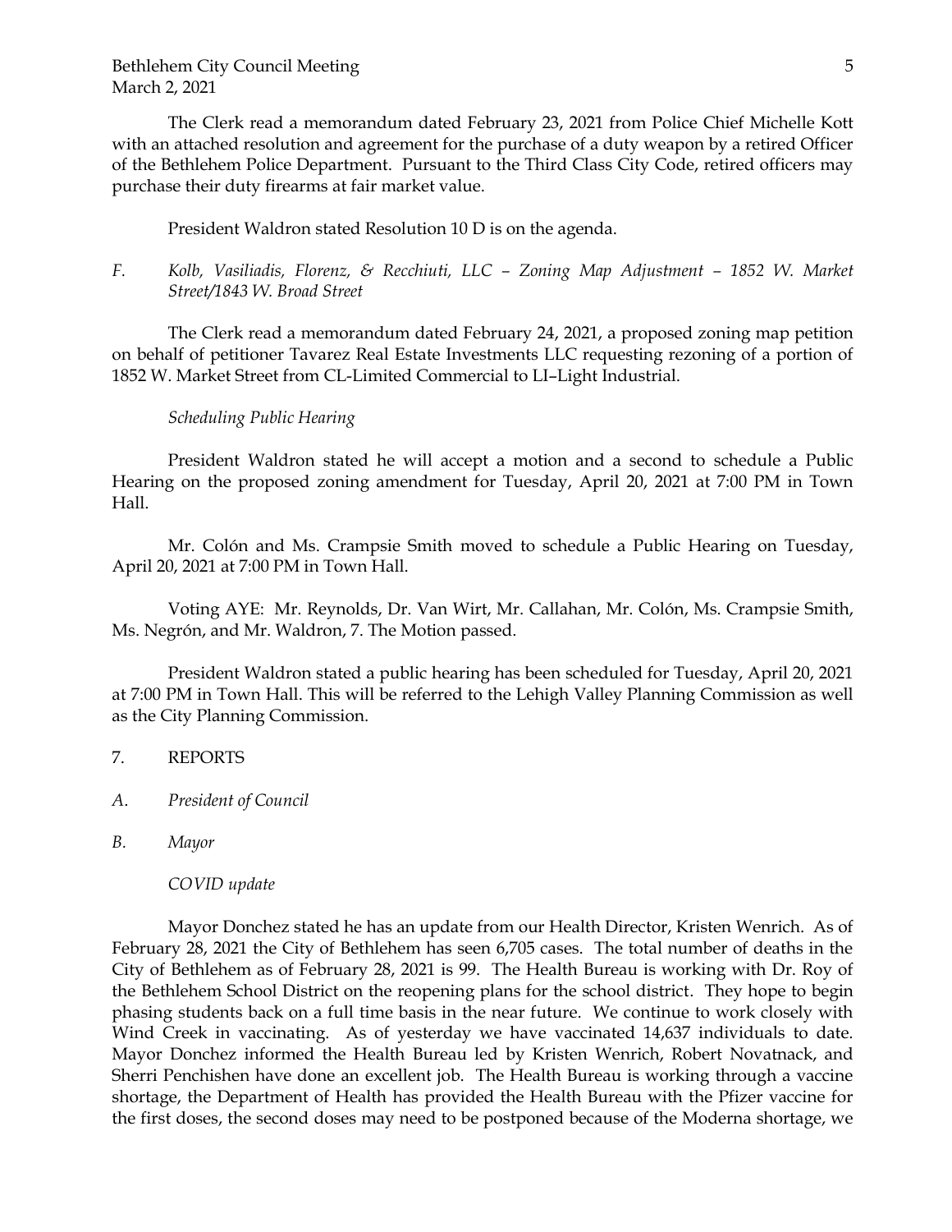The Clerk read a memorandum dated February 23, 2021 from Police Chief Michelle Kott with an attached resolution and agreement for the purchase of a duty weapon by a retired Officer of the Bethlehem Police Department. Pursuant to the Third Class City Code, retired officers may purchase their duty firearms at fair market value.

President Waldron stated Resolution 10 D is on the agenda.

*F. Kolb, Vasiliadis, Florenz, & Recchiuti, LLC – Zoning Map Adjustment – 1852 W. Market Street/1843 W. Broad Street*

The Clerk read a memorandum dated February 24, 2021, a proposed zoning map petition on behalf of petitioner Tavarez Real Estate Investments LLC requesting rezoning of a portion of 1852 W. Market Street from CL-Limited Commercial to LI–Light Industrial.

*Scheduling Public Hearing*

President Waldron stated he will accept a motion and a second to schedule a Public Hearing on the proposed zoning amendment for Tuesday, April 20, 2021 at 7:00 PM in Town Hall.

Mr. Colón and Ms. Crampsie Smith moved to schedule a Public Hearing on Tuesday, April 20, 2021 at 7:00 PM in Town Hall.

Voting AYE: Mr. Reynolds, Dr. Van Wirt, Mr. Callahan, Mr. Colón, Ms. Crampsie Smith, Ms. Negrón, and Mr. Waldron, 7. The Motion passed.

President Waldron stated a public hearing has been scheduled for Tuesday, April 20, 2021 at 7:00 PM in Town Hall. This will be referred to the Lehigh Valley Planning Commission as well as the City Planning Commission.

7. REPORTS

*A. President of Council*

*B. Mayor*

*COVID update*

Mayor Donchez stated he has an update from our Health Director, Kristen Wenrich. As of February 28, 2021 the City of Bethlehem has seen 6,705 cases. The total number of deaths in the City of Bethlehem as of February 28, 2021 is 99. The Health Bureau is working with Dr. Roy of the Bethlehem School District on the reopening plans for the school district. They hope to begin phasing students back on a full time basis in the near future. We continue to work closely with Wind Creek in vaccinating. As of yesterday we have vaccinated 14,637 individuals to date. Mayor Donchez informed the Health Bureau led by Kristen Wenrich, Robert Novatnack, and Sherri Penchishen have done an excellent job. The Health Bureau is working through a vaccine shortage, the Department of Health has provided the Health Bureau with the Pfizer vaccine for the first doses, the second doses may need to be postponed because of the Moderna shortage, we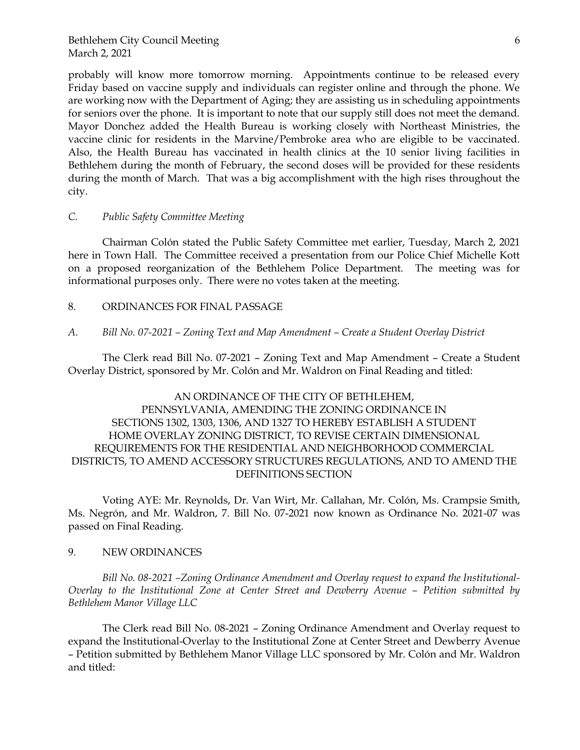probably will know more tomorrow morning. Appointments continue to be released every Friday based on vaccine supply and individuals can register online and through the phone. We are working now with the Department of Aging; they are assisting us in scheduling appointments for seniors over the phone. It is important to note that our supply still does not meet the demand. Mayor Donchez added the Health Bureau is working closely with Northeast Ministries, the vaccine clinic for residents in the Marvine/Pembroke area who are eligible to be vaccinated. Also, the Health Bureau has vaccinated in health clinics at the 10 senior living facilities in Bethlehem during the month of February, the second doses will be provided for these residents during the month of March. That was a big accomplishment with the high rises throughout the city.

*C. Public Safety Committee Meeting*

Chairman Colón stated the Public Safety Committee met earlier, Tuesday, March 2, 2021 here in Town Hall. The Committee received a presentation from our Police Chief Michelle Kott on a proposed reorganization of the Bethlehem Police Department. The meeting was for informational purposes only. There were no votes taken at the meeting.

8. ORDINANCES FOR FINAL PASSAGE

*A. Bill No. 07-2021 – Zoning Text and Map Amendment – Create a Student Overlay District*

The Clerk read Bill No. 07-2021 – Zoning Text and Map Amendment – Create a Student Overlay District, sponsored by Mr. Colón and Mr. Waldron on Final Reading and titled:

AN ORDINANCE OF THE CITY OF BETHLEHEM, PENNSYLVANIA, AMENDING THE ZONING ORDINANCE IN SECTIONS 1302, 1303, 1306, AND 1327 TO HEREBY ESTABLISH A STUDENT HOME OVERLAY ZONING DISTRICT, TO REVISE CERTAIN DIMENSIONAL REQUIREMENTS FOR THE RESIDENTIAL AND NEIGHBORHOOD COMMERCIAL DISTRICTS, TO AMEND ACCESSORY STRUCTURES REGULATIONS, AND TO AMEND THE DEFINITIONS SECTION

Voting AYE: Mr. Reynolds, Dr. Van Wirt, Mr. Callahan, Mr. Colón, Ms. Crampsie Smith, Ms. Negrón, and Mr. Waldron, 7. Bill No. 07-2021 now known as Ordinance No. 2021-07 was passed on Final Reading.

9. NEW ORDINANCES

*Bill No. 08-2021 –Zoning Ordinance Amendment and Overlay request to expand the Institutional-Overlay to the Institutional Zone at Center Street and Dewberry Avenue – Petition submitted by Bethlehem Manor Village LLC*

The Clerk read Bill No. 08-2021 – Zoning Ordinance Amendment and Overlay request to expand the Institutional-Overlay to the Institutional Zone at Center Street and Dewberry Avenue – Petition submitted by Bethlehem Manor Village LLC sponsored by Mr. Colón and Mr. Waldron and titled: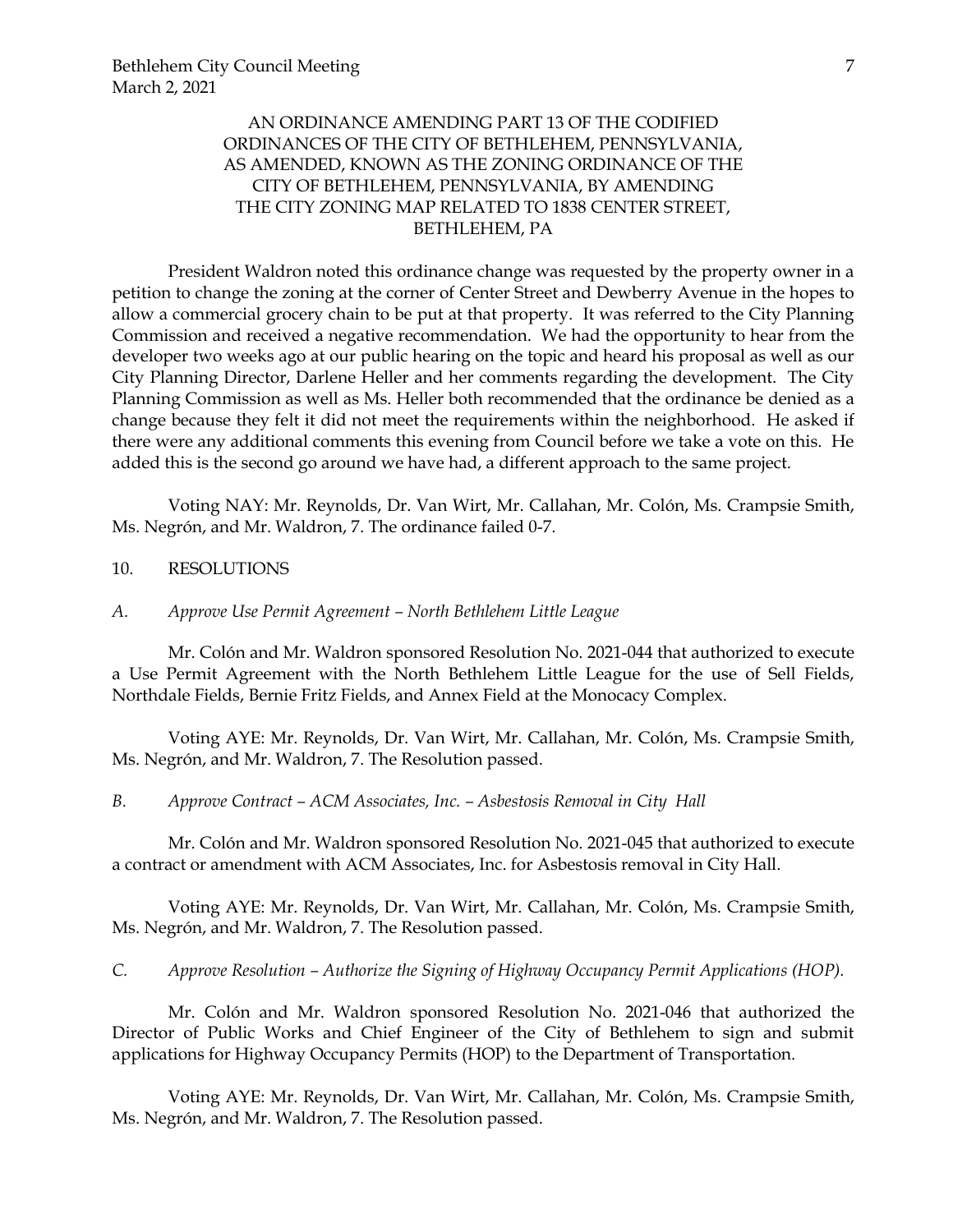AN ORDINANCE AMENDING PART 13 OF THE CODIFIED ORDINANCES OF THE CITY OF BETHLEHEM, PENNSYLVANIA, AS AMENDED, KNOWN AS THE ZONING ORDINANCE OF THE CITY OF BETHLEHEM, PENNSYLVANIA, BY AMENDING THE CITY ZONING MAP RELATED TO 1838 CENTER STREET, BETHLEHEM, PA

President Waldron noted this ordinance change was requested by the property owner in a petition to change the zoning at the corner of Center Street and Dewberry Avenue in the hopes to allow a commercial grocery chain to be put at that property. It was referred to the City Planning Commission and received a negative recommendation. We had the opportunity to hear from the developer two weeks ago at our public hearing on the topic and heard his proposal as well as our City Planning Director, Darlene Heller and her comments regarding the development. The City Planning Commission as well as Ms. Heller both recommended that the ordinance be denied as a change because they felt it did not meet the requirements within the neighborhood. He asked if there were any additional comments this evening from Council before we take a vote on this. He added this is the second go around we have had, a different approach to the same project.

Voting NAY: Mr. Reynolds, Dr. Van Wirt, Mr. Callahan, Mr. Colón, Ms. Crampsie Smith, Ms. Negrón, and Mr. Waldron, 7. The ordinance failed 0-7.

10. RESOLUTIONS

*A. Approve Use Permit Agreement – North Bethlehem Little League*

Mr. Colón and Mr. Waldron sponsored Resolution No. 2021-044 that authorized to execute a Use Permit Agreement with the North Bethlehem Little League for the use of Sell Fields, Northdale Fields, Bernie Fritz Fields, and Annex Field at the Monocacy Complex.

Voting AYE: Mr. Reynolds, Dr. Van Wirt, Mr. Callahan, Mr. Colón, Ms. Crampsie Smith, Ms. Negrón, and Mr. Waldron, 7. The Resolution passed.

*B. Approve Contract – ACM Associates, Inc. – Asbestosis Removal in City Hall*

Mr. Colón and Mr. Waldron sponsored Resolution No. 2021-045 that authorized to execute a contract or amendment with ACM Associates, Inc. for Asbestosis removal in City Hall.

Voting AYE: Mr. Reynolds, Dr. Van Wirt, Mr. Callahan, Mr. Colón, Ms. Crampsie Smith, Ms. Negrón, and Mr. Waldron, 7. The Resolution passed.

*C. Approve Resolution – Authorize the Signing of Highway Occupancy Permit Applications (HOP).*

Mr. Colón and Mr. Waldron sponsored Resolution No. 2021-046 that authorized the Director of Public Works and Chief Engineer of the City of Bethlehem to sign and submit applications for Highway Occupancy Permits (HOP) to the Department of Transportation.

Voting AYE: Mr. Reynolds, Dr. Van Wirt, Mr. Callahan, Mr. Colón, Ms. Crampsie Smith, Ms. Negrón, and Mr. Waldron, 7. The Resolution passed.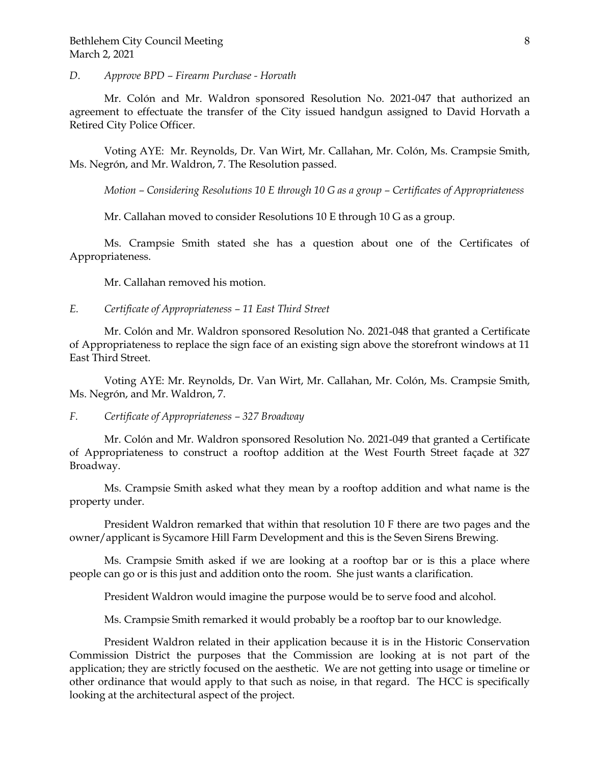*D. Approve BPD – Firearm Purchase - Horvath*

Mr. Colón and Mr. Waldron sponsored Resolution No. 2021-047 that authorized an agreement to effectuate the transfer of the City issued handgun assigned to David Horvath a Retired City Police Officer.

Voting AYE: Mr. Reynolds, Dr. Van Wirt, Mr. Callahan, Mr. Colón, Ms. Crampsie Smith, Ms. Negrón, and Mr. Waldron, 7. The Resolution passed.

*Motion – Considering Resolutions 10 E through 10 G as a group – Certificates of Appropriateness*

Mr. Callahan moved to consider Resolutions 10 E through 10 G as a group.

Ms. Crampsie Smith stated she has a question about one of the Certificates of Appropriateness.

Mr. Callahan removed his motion.

*E. Certificate of Appropriateness – 11 East Third Street*

Mr. Colón and Mr. Waldron sponsored Resolution No. 2021-048 that granted a Certificate of Appropriateness to replace the sign face of an existing sign above the storefront windows at 11 East Third Street.

Voting AYE: Mr. Reynolds, Dr. Van Wirt, Mr. Callahan, Mr. Colón, Ms. Crampsie Smith, Ms. Negrón, and Mr. Waldron, 7.

*F. Certificate of Appropriateness – 327 Broadway*

Mr. Colón and Mr. Waldron sponsored Resolution No. 2021-049 that granted a Certificate of Appropriateness to construct a rooftop addition at the West Fourth Street façade at 327 Broadway.

Ms. Crampsie Smith asked what they mean by a rooftop addition and what name is the property under.

President Waldron remarked that within that resolution 10 F there are two pages and the owner/applicant is Sycamore Hill Farm Development and this is the Seven Sirens Brewing.

Ms. Crampsie Smith asked if we are looking at a rooftop bar or is this a place where people can go or is this just and addition onto the room. She just wants a clarification.

President Waldron would imagine the purpose would be to serve food and alcohol.

Ms. Crampsie Smith remarked it would probably be a rooftop bar to our knowledge.

President Waldron related in their application because it is in the Historic Conservation Commission District the purposes that the Commission are looking at is not part of the application; they are strictly focused on the aesthetic. We are not getting into usage or timeline or other ordinance that would apply to that such as noise, in that regard. The HCC is specifically looking at the architectural aspect of the project.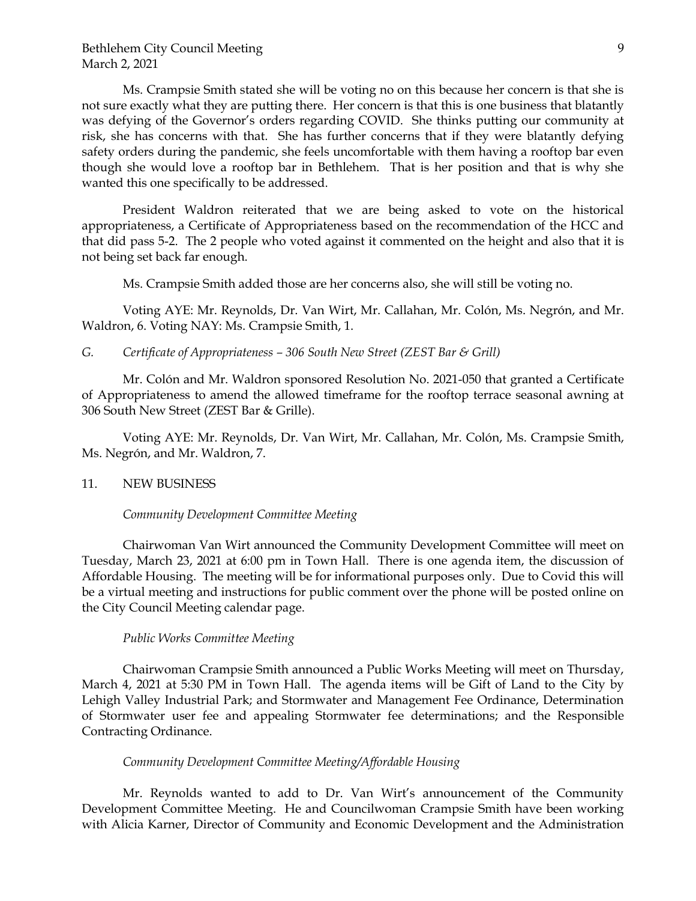Ms. Crampsie Smith stated she will be voting no on this because her concern is that she is not sure exactly what they are putting there. Her concern is that this is one business that blatantly was defying of the Governor's orders regarding COVID. She thinks putting our community at risk, she has concerns with that. She has further concerns that if they were blatantly defying safety orders during the pandemic, she feels uncomfortable with them having a rooftop bar even though she would love a rooftop bar in Bethlehem. That is her position and that is why she wanted this one specifically to be addressed.

President Waldron reiterated that we are being asked to vote on the historical appropriateness, a Certificate of Appropriateness based on the recommendation of the HCC and that did pass 5-2. The 2 people who voted against it commented on the height and also that it is not being set back far enough.

Ms. Crampsie Smith added those are her concerns also, she will still be voting no.

Voting AYE: Mr. Reynolds, Dr. Van Wirt, Mr. Callahan, Mr. Colón, Ms. Negrón, and Mr. Waldron, 6. Voting NAY: Ms. Crampsie Smith, 1.

*G. Certificate of Appropriateness – 306 South New Street (ZEST Bar & Grill)*

Mr. Colón and Mr. Waldron sponsored Resolution No. 2021-050 that granted a Certificate of Appropriateness to amend the allowed timeframe for the rooftop terrace seasonal awning at 306 South New Street (ZEST Bar & Grille).

Voting AYE: Mr. Reynolds, Dr. Van Wirt, Mr. Callahan, Mr. Colón, Ms. Crampsie Smith, Ms. Negrón, and Mr. Waldron, 7.

## 11. NEW BUSINESS

*Community Development Committee Meeting*

Chairwoman Van Wirt announced the Community Development Committee will meet on Tuesday, March 23, 2021 at 6:00 pm in Town Hall. There is one agenda item, the discussion of Affordable Housing. The meeting will be for informational purposes only. Due to Covid this will be a virtual meeting and instructions for public comment over the phone will be posted online on the City Council Meeting calendar page.

*Public Works Committee Meeting*

Chairwoman Crampsie Smith announced a Public Works Meeting will meet on Thursday, March 4, 2021 at 5:30 PM in Town Hall. The agenda items will be Gift of Land to the City by Lehigh Valley Industrial Park; and Stormwater and Management Fee Ordinance, Determination of Stormwater user fee and appealing Stormwater fee determinations; and the Responsible Contracting Ordinance.

*Community Development Committee Meeting/Affordable Housing*

Mr. Reynolds wanted to add to Dr. Van Wirt's announcement of the Community Development Committee Meeting. He and Councilwoman Crampsie Smith have been working with Alicia Karner, Director of Community and Economic Development and the Administration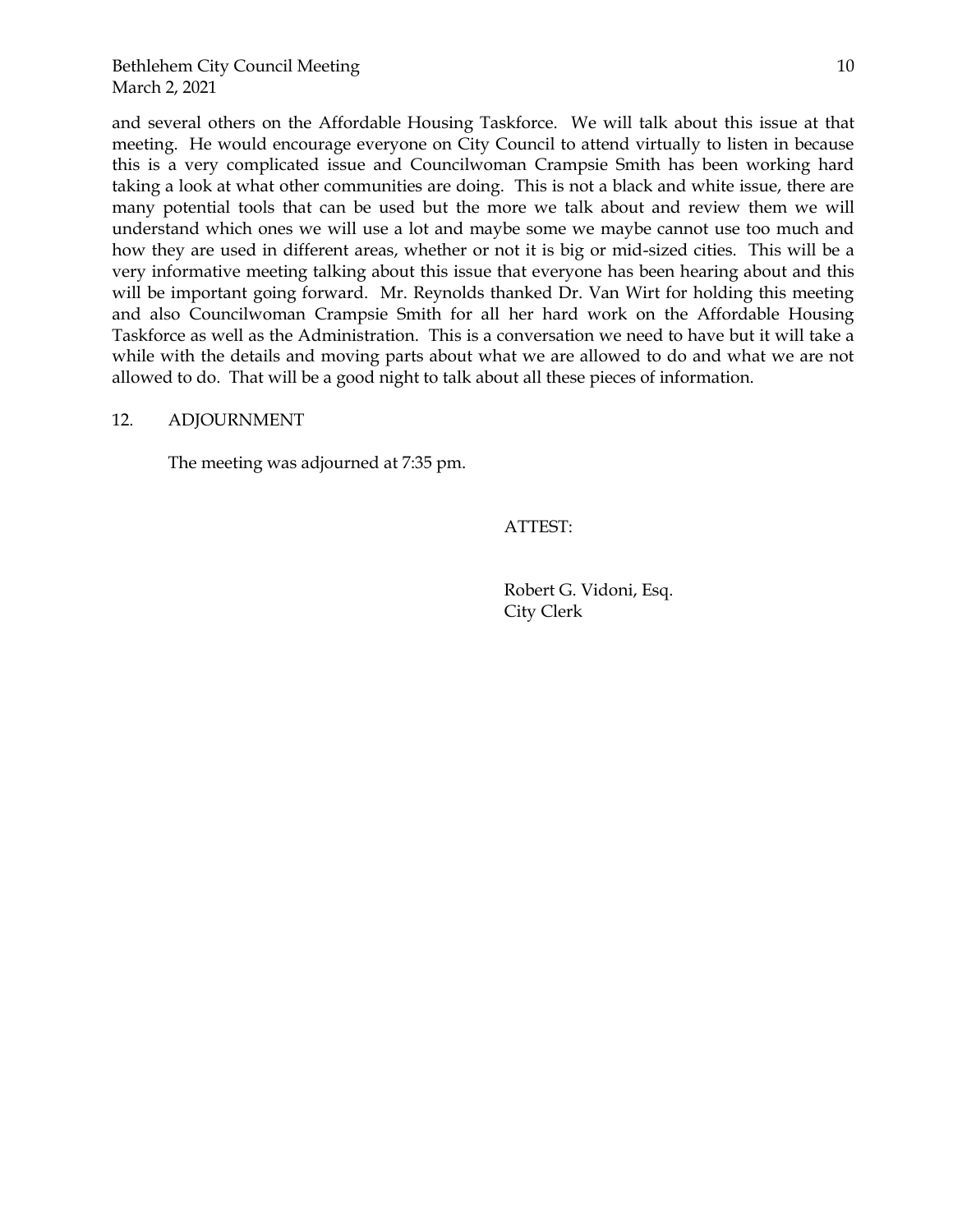and several others on the Affordable Housing Taskforce. We will talk about this issue at that meeting. He would encourage everyone on City Council to attend virtually to listen in because this is a very complicated issue and Councilwoman Crampsie Smith has been working hard taking a look at what other communities are doing. This is not a black and white issue, there are many potential tools that can be used but the more we talk about and review them we will understand which ones we will use a lot and maybe some we maybe cannot use too much and how they are used in different areas, whether or not it is big or mid-sized cities. This will be a very informative meeting talking about this issue that everyone has been hearing about and this will be important going forward. Mr. Reynolds thanked Dr. Van Wirt for holding this meeting and also Councilwoman Crampsie Smith for all her hard work on the Affordable Housing Taskforce as well as the Administration. This is a conversation we need to have but it will take a while with the details and moving parts about what we are allowed to do and what we are not allowed to do. That will be a good night to talk about all these pieces of information.

12. ADJOURNMENT

The meeting was adjourned at 7:35 pm.

ATTEST:

Robert G. Vidoni, Esq.
City Clerk